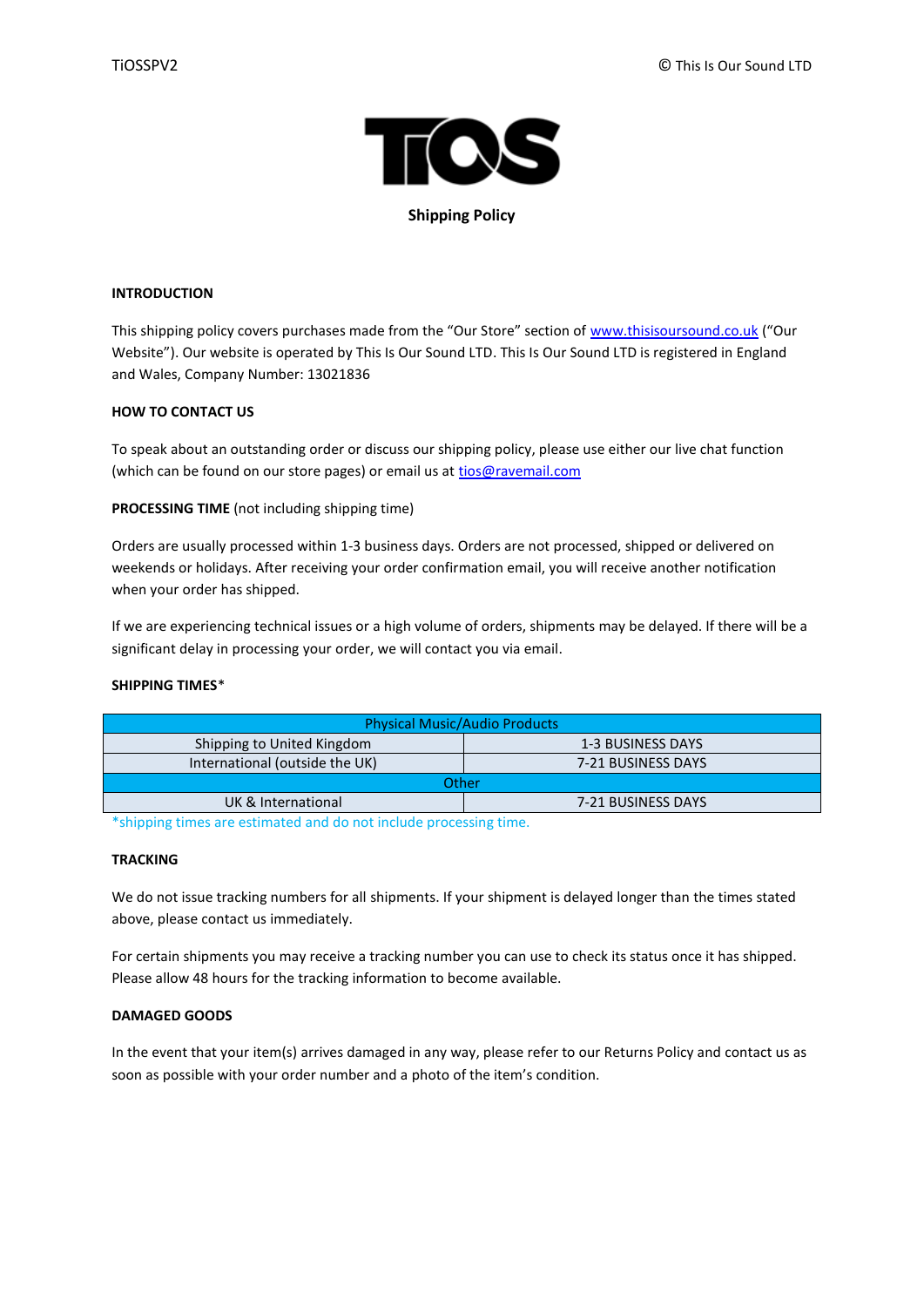# Shipping Policy

## INTRODUCTION

This shipping policy covers purchases made from the "Our Store" section of [www.thisisoursound.co.uk](http://www.thisisoursound.co.uk) ("Our Website"). Our website is operated by This Is Our Sound LTD. This Is Our Sound LTD is registered in England and Wales, Company Number: 13021836

## HOW TO CONTACT US

To speak about an outstanding order or discuss our shipping policy, please use either our live chat function (which can be found on our store pages) or email us at [tios@ravemail.com](mailto:tios@ravemail.com)

## PROCESSING TIME (not including shipping time)

Orders are usually processed within 1-3 business days. Orders are not processed, shipped or delivered on weekends or holidays. After receiving your order confirmation email, you will receive another notification when your order has shipped.

If we are experiencing technical issues or a high volume of orders, shipments may be delayed. If there will be a significant delay in processing your order, we will contact you via email.

## SHIPPING TIMES*

| Physical Music/Audio Products | |
|---|---|
| Shipping to United Kingdom | 1-3 BUSINESS DAYS |
| International (outside the UK) | 7-21 BUSINESS DAYS |
| **Other** | |
| UK & International | 7-21 BUSINESS DAYS |

*shipping times are estimated and do not include processing time.

## TRACKING

We do not issue tracking numbers for all shipments. If your shipment is delayed longer than the times stated above, please contact us immediately.

For certain shipments you may receive a tracking number you can use to check its status once it has shipped. Please allow 48 hours for the tracking information to become available.

## DAMAGED GOODS

In the event that your item(s) arrives damaged in any way, please refer to our Returns Policy and contact us as soon as possible with your order number and a photo of the item's condition.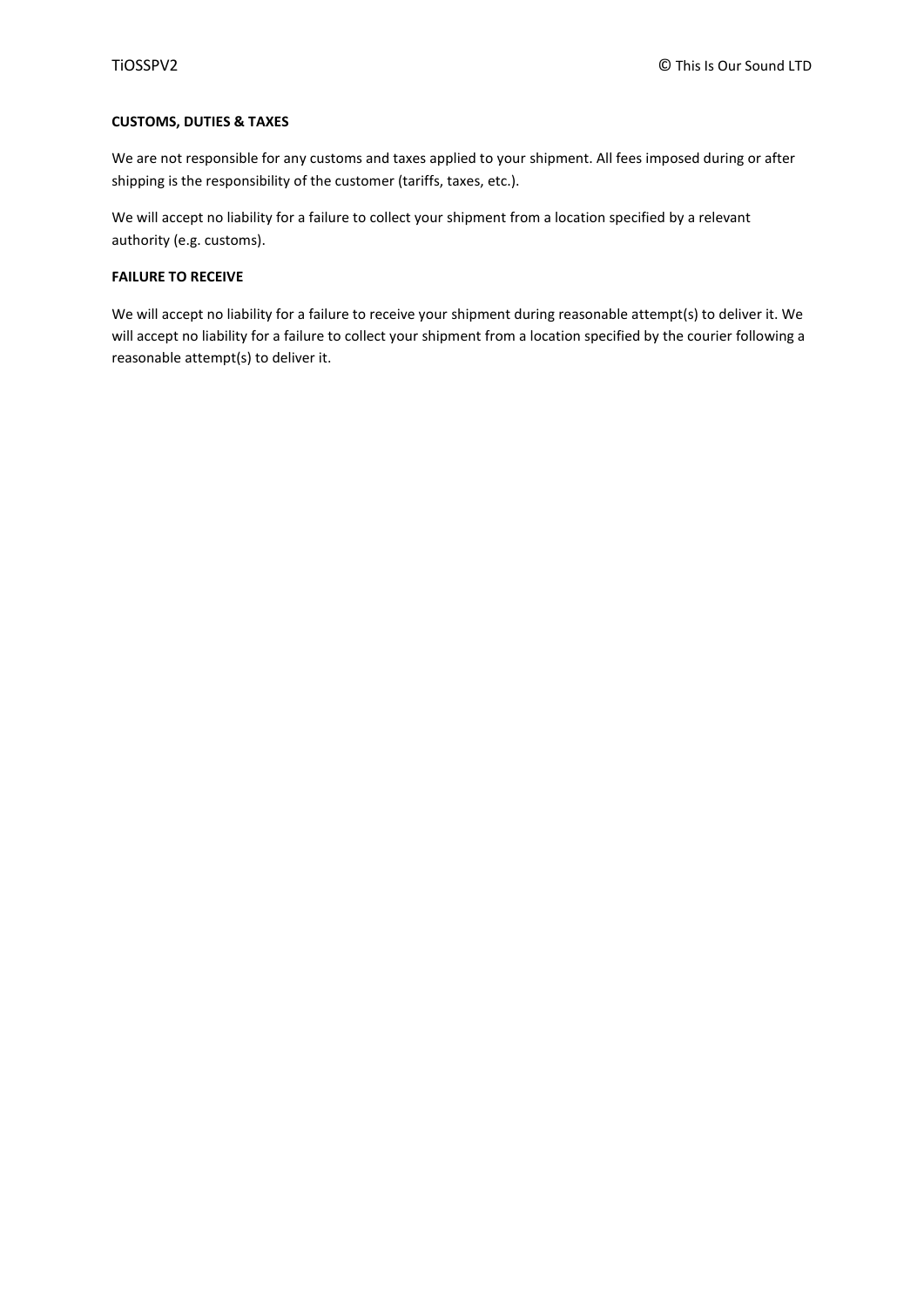**CUSTOMS, DUTIES & TAXES**

We are not responsible for any customs and taxes applied to your shipment. All fees imposed during or after shipping is the responsibility of the customer (tariffs, taxes, etc.).

We will accept no liability for a failure to collect your shipment from a location specified by a relevant authority (e.g. customs).

**FAILURE TO RECEIVE**

We will accept no liability for a failure to receive your shipment during reasonable attempt(s) to deliver it. We will accept no liability for a failure to collect your shipment from a location specified by the courier following a reasonable attempt(s) to deliver it.